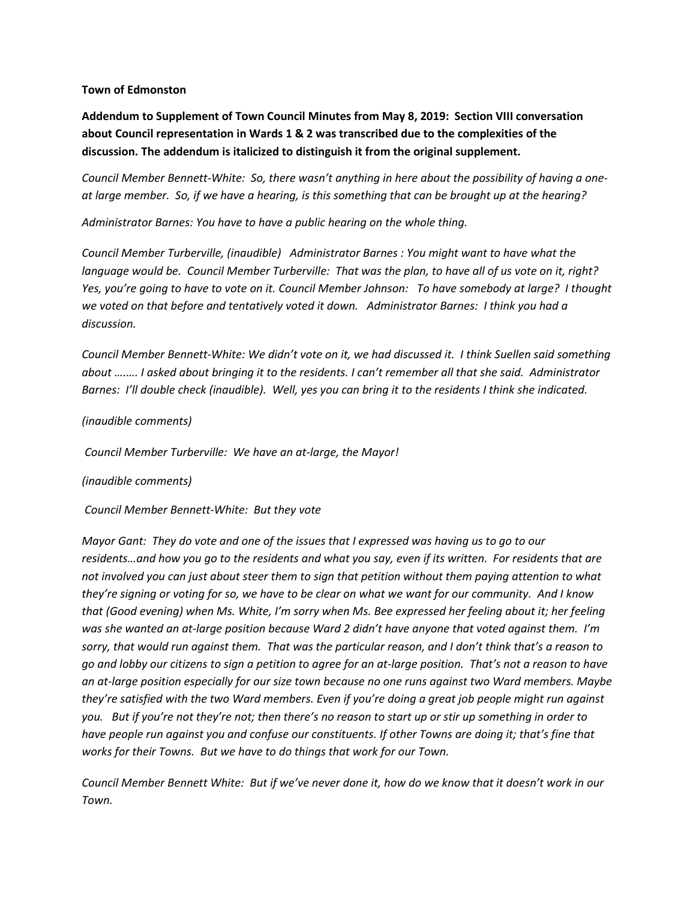**Town of Edmonston**

**Addendum to Supplement of Town Council Minutes from May 8, 2019: Section VIII conversation about Council representation in Wards 1 & 2 was transcribed due to the complexities of the discussion. The addendum is italicized to distinguish it from the original supplement.**

*Council Member Bennett-White: So, there wasn't anything in here about the possibility of having a one-at large member. So, if we have a hearing, is this something that can be brought up at the hearing?*

*Administrator Barnes: You have to have a public hearing on the whole thing.*

*Council Member Turberville, (inaudible) Administrator Barnes : You might want to have what the language would be. Council Member Turberville: That was the plan, to have all of us vote on it, right? Yes, you're going to have to vote on it. Council Member Johnson: To have somebody at large? I thought we voted on that before and tentatively voted it down. Administrator Barnes: I think you had a discussion.*

*Council Member Bennett-White: We didn't vote on it, we had discussed it. I think Suellen said something about …….. I asked about bringing it to the residents. I can't remember all that she said. Administrator Barnes: I'll double check (inaudible). Well, yes you can bring it to the residents I think she indicated.*

*(inaudible comments)*

*Council Member Turberville: We have an at-large, the Mayor!*

*(inaudible comments)*

*Council Member Bennett-White: But they vote*

*Mayor Gant: They do vote and one of the issues that I expressed was having us to go to our residents…and how you go to the residents and what you say, even if its written. For residents that are not involved you can just about steer them to sign that petition without them paying attention to what they're signing or voting for so, we have to be clear on what we want for our community. And I know that (Good evening) when Ms. White, I'm sorry when Ms. Bee expressed her feeling about it; her feeling was she wanted an at-large position because Ward 2 didn't have anyone that voted against them. I'm sorry, that would run against them. That was the particular reason, and I don't think that's a reason to go and lobby our citizens to sign a petition to agree for an at-large position. That's not a reason to have an at-large position especially for our size town because no one runs against two Ward members. Maybe they're satisfied with the two Ward members. Even if you're doing a great job people might run against you. But if you're not they're not; then there's no reason to start up or stir up something in order to have people run against you and confuse our constituents. If other Towns are doing it; that's fine that works for their Towns. But we have to do things that work for our Town.*

*Council Member Bennett White: But if we've never done it, how do we know that it doesn't work in our Town.*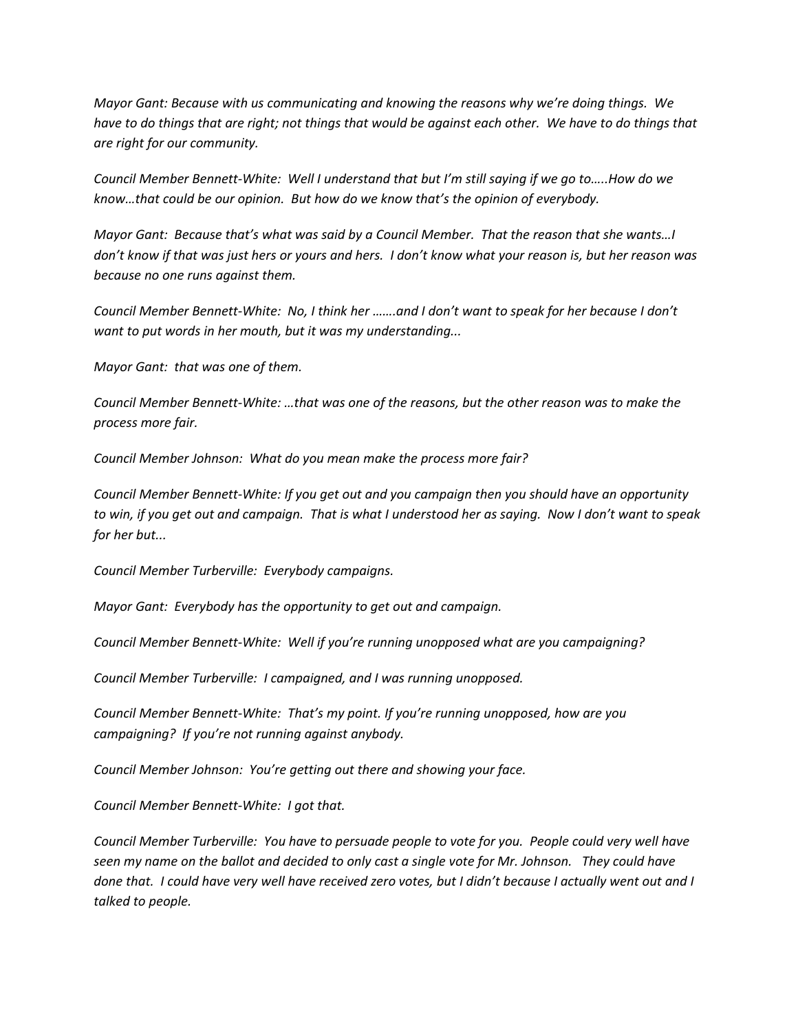*Mayor Gant: Because with us communicating and knowing the reasons why we're doing things. We have to do things that are right; not things that would be against each other. We have to do things that are right for our community.*

*Council Member Bennett-White: Well I understand that but I'm still saying if we go to.....How do we know…that could be our opinion. But how do we know that's the opinion of everybody.*

*Mayor Gant: Because that's what was said by a Council Member. That the reason that she wants…I don't know if that was just hers or yours and hers. I don't know what your reason is, but her reason was because no one runs against them.*

*Council Member Bennett-White: No, I think her …….and I don't want to speak for her because I don't want to put words in her mouth, but it was my understanding...*

*Mayor Gant: that was one of them.*

*Council Member Bennett-White: …that was one of the reasons, but the other reason was to make the process more fair.*

*Council Member Johnson: What do you mean make the process more fair?*

*Council Member Bennett-White: If you get out and you campaign then you should have an opportunity to win, if you get out and campaign. That is what I understood her as saying. Now I don't want to speak for her but...*

*Council Member Turberville: Everybody campaigns.*

*Mayor Gant: Everybody has the opportunity to get out and campaign.*

*Council Member Bennett-White: Well if you're running unopposed what are you campaigning?*

*Council Member Turberville: I campaigned, and I was running unopposed.*

*Council Member Bennett-White: That's my point. If you're running unopposed, how are you campaigning? If you're not running against anybody.*

*Council Member Johnson: You're getting out there and showing your face.*

*Council Member Bennett-White: I got that.*

*Council Member Turberville: You have to persuade people to vote for you. People could very well have seen my name on the ballot and decided to only cast a single vote for Mr. Johnson. They could have done that. I could have very well have received zero votes, but I didn't because I actually went out and I talked to people.*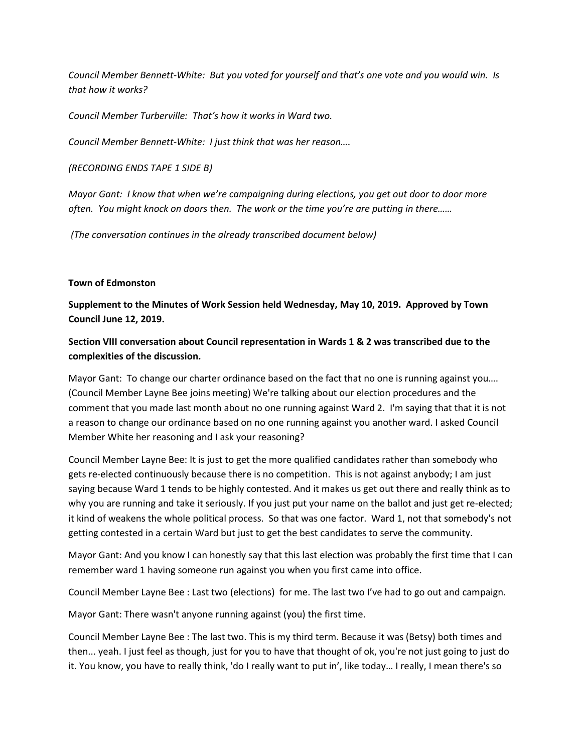*Council Member Bennett-White: But you voted for yourself and that's one vote and you would win. Is that how it works?*

*Council Member Turberville: That's how it works in Ward two.*

*Council Member Bennett-White: I just think that was her reason….*

*(RECORDING ENDS TAPE 1 SIDE B)*

*Mayor Gant: I know that when we're campaigning during elections, you get out door to door more often. You might knock on doors then. The work or the time you're are putting in there……*

*(The conversation continues in the already transcribed document below)*

**Town of Edmonston**

**Supplement to the Minutes of Work Session held Wednesday, May 10, 2019. Approved by Town Council June 12, 2019.**

**Section VIII conversation about Council representation in Wards 1 & 2 was transcribed due to the complexities of the discussion.**

Mayor Gant: To change our charter ordinance based on the fact that no one is running against you…. (Council Member Layne Bee joins meeting) We're talking about our election procedures and the comment that you made last month about no one running against Ward 2. I'm saying that that it is not a reason to change our ordinance based on no one running against you another ward. I asked Council Member White her reasoning and I ask your reasoning?

Council Member Layne Bee: It is just to get the more qualified candidates rather than somebody who gets re-elected continuously because there is no competition. This is not against anybody; I am just saying because Ward 1 tends to be highly contested. And it makes us get out there and really think as to why you are running and take it seriously. If you just put your name on the ballot and just get re-elected; it kind of weakens the whole political process. So that was one factor. Ward 1, not that somebody's not getting contested in a certain Ward but just to get the best candidates to serve the community.

Mayor Gant: And you know I can honestly say that this last election was probably the first time that I can remember ward 1 having someone run against you when you first came into office.

Council Member Layne Bee : Last two (elections) for me. The last two I've had to go out and campaign.

Mayor Gant: There wasn't anyone running against (you) the first time.

Council Member Layne Bee : The last two. This is my third term. Because it was (Betsy) both times and then... yeah. I just feel as though, just for you to have that thought of ok, you're not just going to just do it. You know, you have to really think, 'do I really want to put in', like today… I really, I mean there's so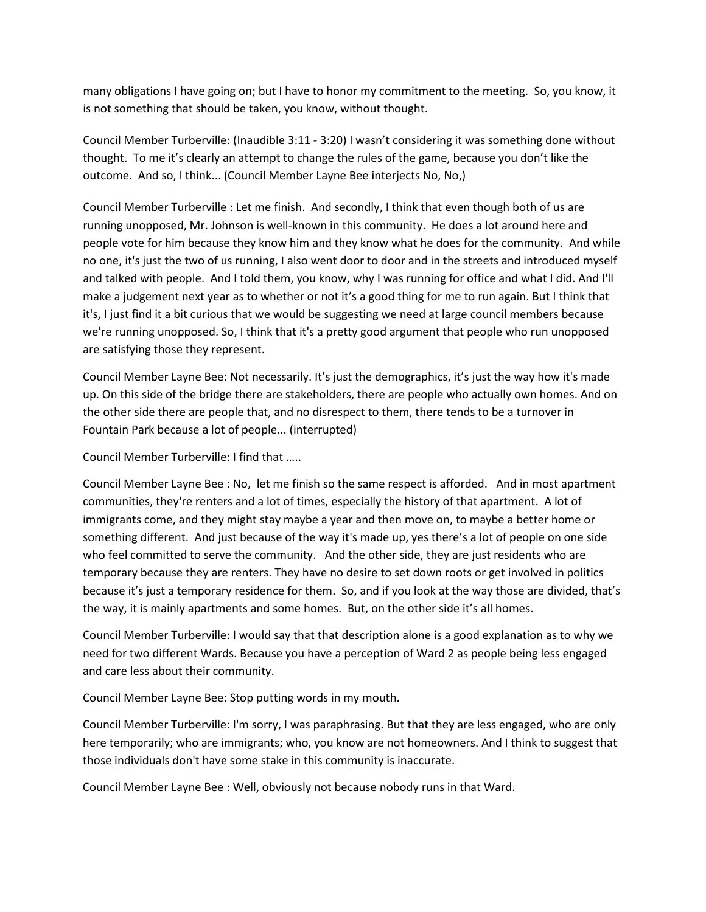many obligations I have going on; but I have to honor my commitment to the meeting. So, you know, it is not something that should be taken, you know, without thought.

Council Member Turberville: (Inaudible 3:11 - 3:20) I wasn't considering it was something done without thought. To me it's clearly an attempt to change the rules of the game, because you don't like the outcome. And so, I think... (Council Member Layne Bee interjects No, No,)

Council Member Turberville : Let me finish. And secondly, I think that even though both of us are running unopposed, Mr. Johnson is well-known in this community. He does a lot around here and people vote for him because they know him and they know what he does for the community. And while no one, it's just the two of us running, I also went door to door and in the streets and introduced myself and talked with people. And I told them, you know, why I was running for office and what I did. And I'll make a judgement next year as to whether or not it's a good thing for me to run again. But I think that it's, I just find it a bit curious that we would be suggesting we need at large council members because we're running unopposed. So, I think that it's a pretty good argument that people who run unopposed are satisfying those they represent.

Council Member Layne Bee: Not necessarily. It's just the demographics, it's just the way how it's made up. On this side of the bridge there are stakeholders, there are people who actually own homes. And on the other side there are people that, and no disrespect to them, there tends to be a turnover in Fountain Park because a lot of people... (interrupted)

Council Member Turberville: I find that …..

Council Member Layne Bee : No, let me finish so the same respect is afforded. And in most apartment communities, they're renters and a lot of times, especially the history of that apartment. A lot of immigrants come, and they might stay maybe a year and then move on, to maybe a better home or something different. And just because of the way it's made up, yes there's a lot of people on one side who feel committed to serve the community. And the other side, they are just residents who are temporary because they are renters. They have no desire to set down roots or get involved in politics because it's just a temporary residence for them. So, and if you look at the way those are divided, that's the way, it is mainly apartments and some homes. But, on the other side it's all homes.

Council Member Turberville: I would say that that description alone is a good explanation as to why we need for two different Wards. Because you have a perception of Ward 2 as people being less engaged and care less about their community.

Council Member Layne Bee: Stop putting words in my mouth.

Council Member Turberville: I'm sorry, I was paraphrasing. But that they are less engaged, who are only here temporarily; who are immigrants; who, you know are not homeowners. And I think to suggest that those individuals don't have some stake in this community is inaccurate.

Council Member Layne Bee : Well, obviously not because nobody runs in that Ward.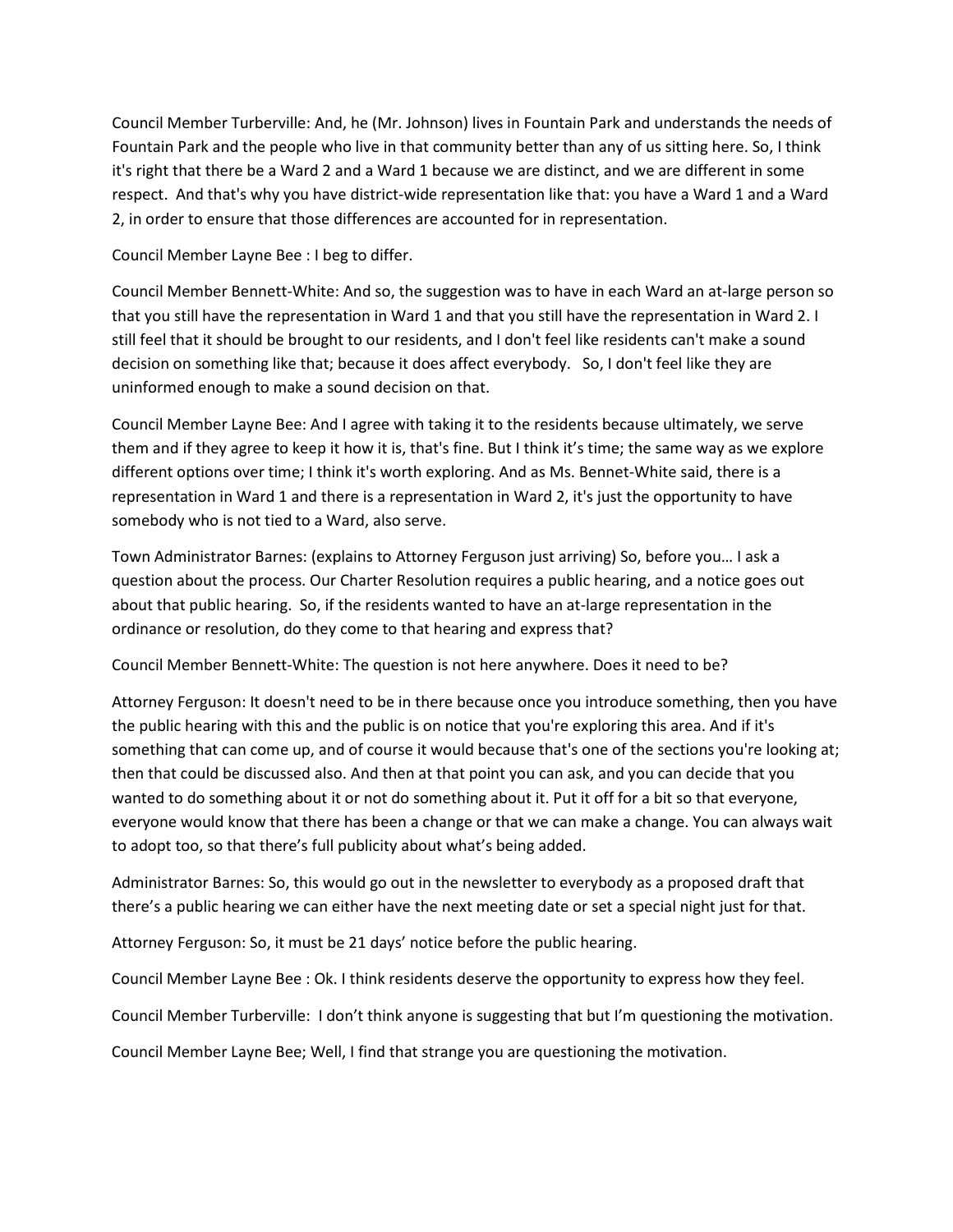Council Member Turberville: And, he (Mr. Johnson) lives in Fountain Park and understands the needs of Fountain Park and the people who live in that community better than any of us sitting here. So, I think it's right that there be a Ward 2 and a Ward 1 because we are distinct, and we are different in some respect. And that's why you have district-wide representation like that: you have a Ward 1 and a Ward 2, in order to ensure that those differences are accounted for in representation.

Council Member Layne Bee : I beg to differ.

Council Member Bennett-White: And so, the suggestion was to have in each Ward an at-large person so that you still have the representation in Ward 1 and that you still have the representation in Ward 2. I still feel that it should be brought to our residents, and I don't feel like residents can't make a sound decision on something like that; because it does affect everybody. So, I don't feel like they are uninformed enough to make a sound decision on that.

Council Member Layne Bee: And I agree with taking it to the residents because ultimately, we serve them and if they agree to keep it how it is, that's fine. But I think it's time; the same way as we explore different options over time; I think it's worth exploring. And as Ms. Bennet-White said, there is a representation in Ward 1 and there is a representation in Ward 2, it's just the opportunity to have somebody who is not tied to a Ward, also serve.

Town Administrator Barnes: (explains to Attorney Ferguson just arriving) So, before you… I ask a question about the process. Our Charter Resolution requires a public hearing, and a notice goes out about that public hearing. So, if the residents wanted to have an at-large representation in the ordinance or resolution, do they come to that hearing and express that?

Council Member Bennett-White: The question is not here anywhere. Does it need to be?

Attorney Ferguson: It doesn't need to be in there because once you introduce something, then you have the public hearing with this and the public is on notice that you're exploring this area. And if it's something that can come up, and of course it would because that's one of the sections you're looking at; then that could be discussed also. And then at that point you can ask, and you can decide that you wanted to do something about it or not do something about it. Put it off for a bit so that everyone, everyone would know that there has been a change or that we can make a change. You can always wait to adopt too, so that there's full publicity about what's being added.

Administrator Barnes: So, this would go out in the newsletter to everybody as a proposed draft that there's a public hearing we can either have the next meeting date or set a special night just for that.

Attorney Ferguson: So, it must be 21 days' notice before the public hearing.

Council Member Layne Bee : Ok. I think residents deserve the opportunity to express how they feel.

Council Member Turberville: I don't think anyone is suggesting that but I'm questioning the motivation.

Council Member Layne Bee; Well, I find that strange you are questioning the motivation.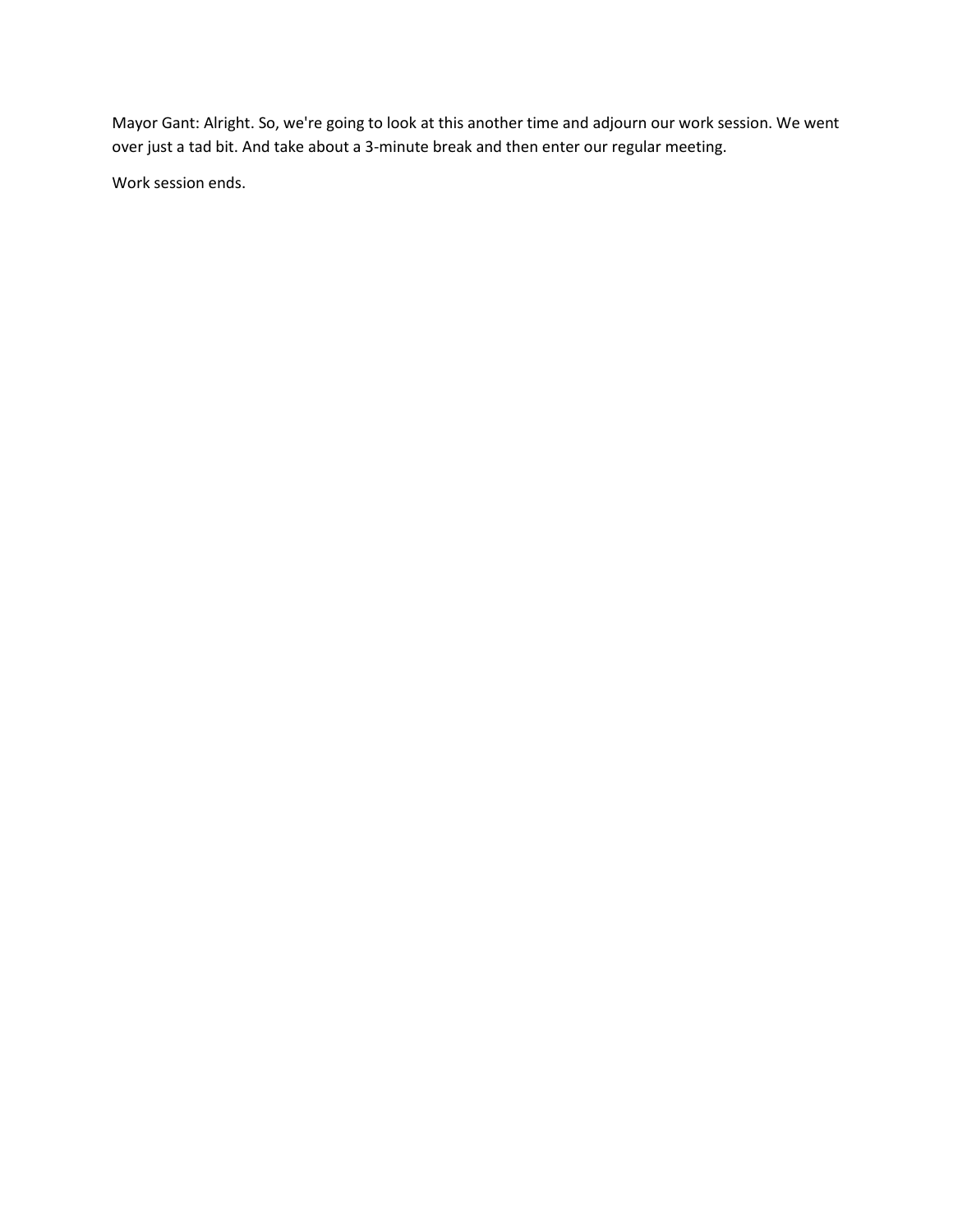Mayor Gant: Alright. So, we're going to look at this another time and adjourn our work session. We went over just a tad bit. And take about a 3-minute break and then enter our regular meeting.

Work session ends.